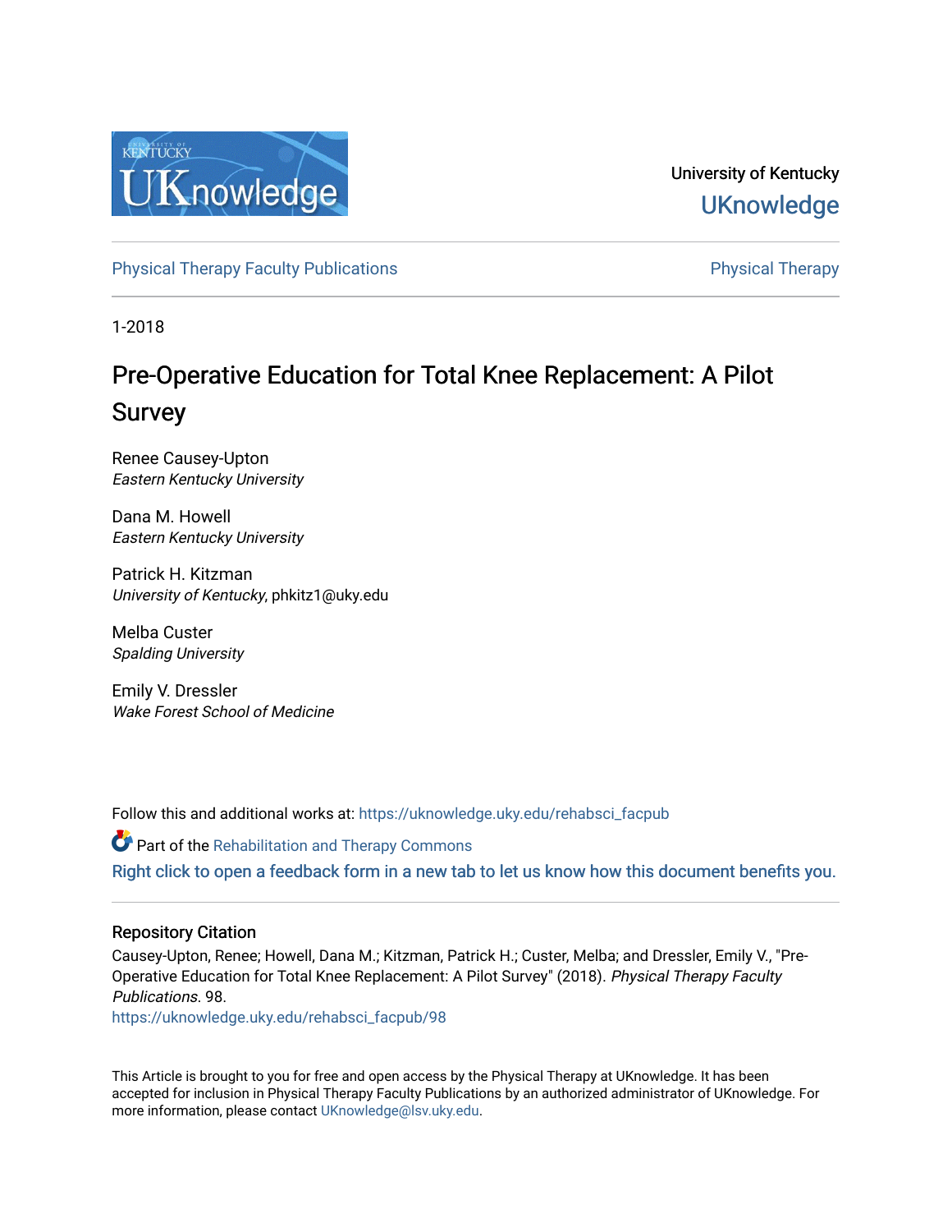University of Kentucky

UKnowledge

Physical Therapy Faculty Publications | Physical Therapy

1-2018

# Pre-Operative Education for Total Knee Replacement: A Pilot Survey

Renee Causey-Upton
*Eastern Kentucky University*

Dana M. Howell
*Eastern Kentucky University*

Patrick H. Kitzman
*University of Kentucky*, phkitz1@uky.edu

Melba Custer
*Spalding University*

Emily V. Dressler
*Wake Forest School of Medicine*

Follow this and additional works at: https://uknowledge.uky.edu/rehabsci_facpub

Part of the Rehabilitation and Therapy Commons

Right click to open a feedback form in a new tab to let us know how this document benefits you.

## Repository Citation

Causey-Upton, Renee; Howell, Dana M.; Kitzman, Patrick H.; Custer, Melba; and Dressler, Emily V., "Pre-Operative Education for Total Knee Replacement: A Pilot Survey" (2018). *Physical Therapy Faculty Publications*. 98.
https://uknowledge.uky.edu/rehabsci_facpub/98

This Article is brought to you for free and open access by the Physical Therapy at UKnowledge. It has been accepted for inclusion in Physical Therapy Faculty Publications by an authorized administrator of UKnowledge. For more information, please contact UKnowledge@lsv.uky.edu.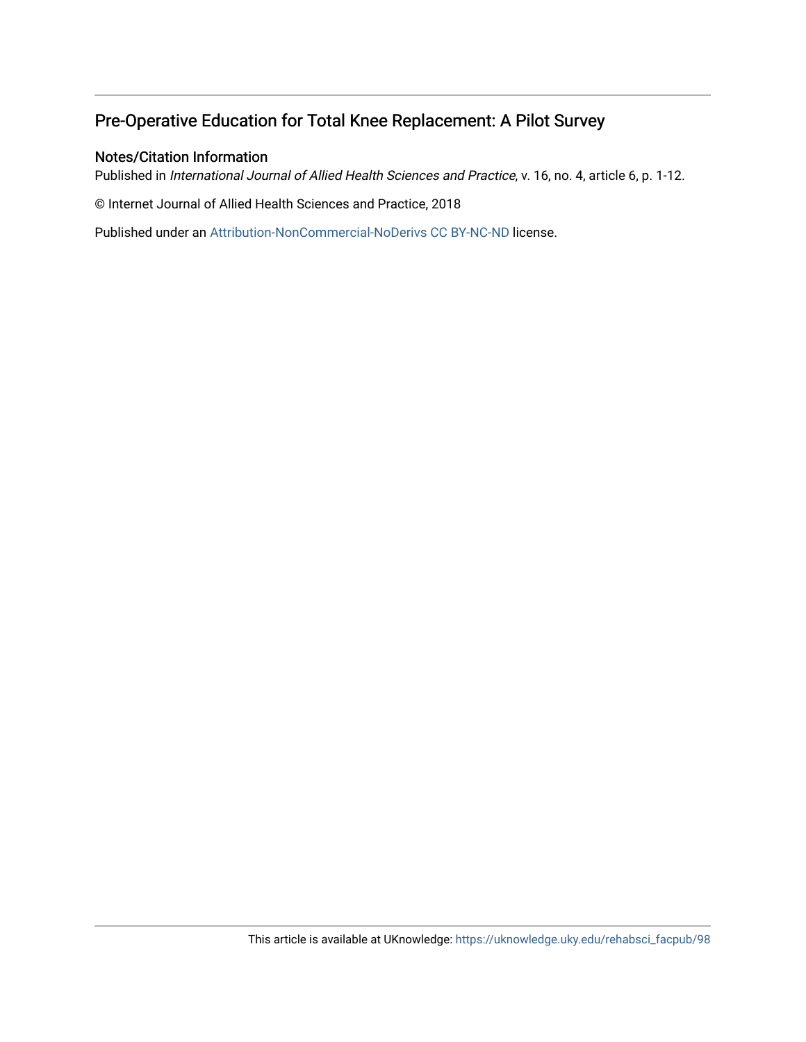## Pre-Operative Education for Total Knee Replacement: A Pilot Survey

### Notes/Citation Information

Published in *International Journal of Allied Health Sciences and Practice*, v. 16, no. 4, article 6, p. 1-12.

© Internet Journal of Allied Health Sciences and Practice, 2018

Published under an Attribution-NonCommercial-NoDerivs CC BY-NC-ND license.

This article is available at UKnowledge: https://uknowledge.uky.edu/rehabsci_facpub/98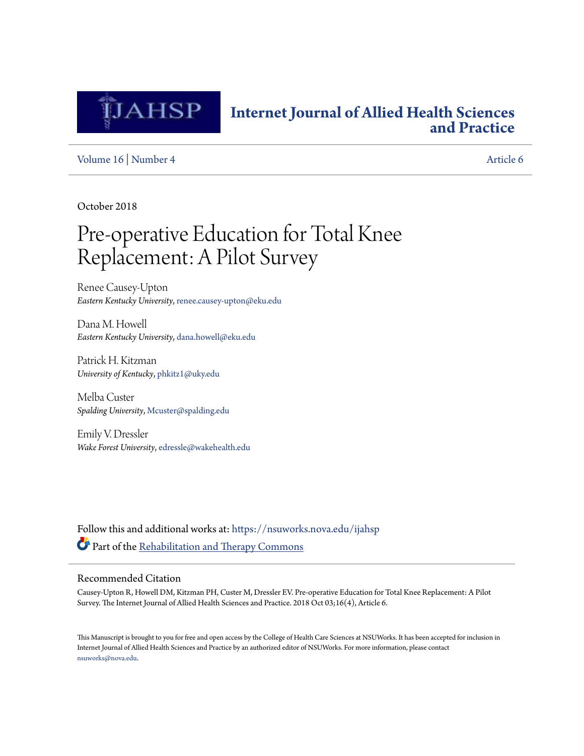# Internet Journal of Allied Health Sciences and Practice

Volume 16 | Number 4    Article 6

October 2018

# Pre-operative Education for Total Knee Replacement: A Pilot Survey

Renee Causey-Upton
*Eastern Kentucky University*, renee.causey-upton@eku.edu

Dana M. Howell
*Eastern Kentucky University*, dana.howell@eku.edu

Patrick H. Kitzman
*University of Kentucky*, phkitz1@uky.edu

Melba Custer
*Spalding University*, Mcuster@spalding.edu

Emily V. Dressler
*Wake Forest University*, edressle@wakehealth.edu

Follow this and additional works at: https://nsuworks.nova.edu/ijahsp

Part of the Rehabilitation and Therapy Commons

## Recommended Citation

Causey-Upton R, Howell DM, Kitzman PH, Custer M, Dressler EV. Pre-operative Education for Total Knee Replacement: A Pilot Survey. The Internet Journal of Allied Health Sciences and Practice. 2018 Oct 03;16(4), Article 6.

This Manuscript is brought to you for free and open access by the College of Health Care Sciences at NSUWorks. It has been accepted for inclusion in Internet Journal of Allied Health Sciences and Practice by an authorized editor of NSUWorks. For more information, please contact nsuworks@nova.edu.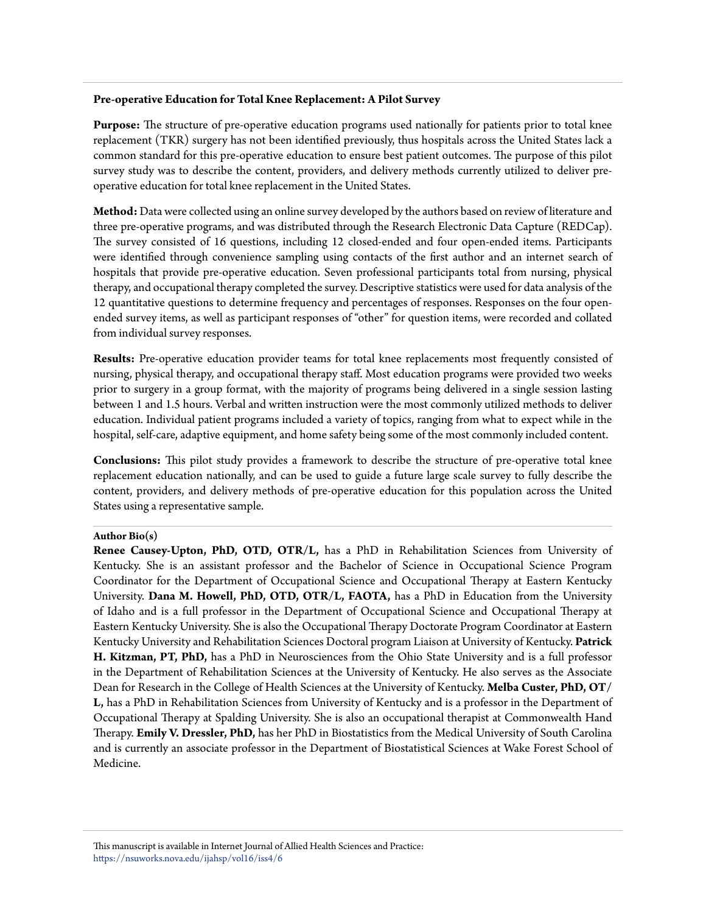**Pre-operative Education for Total Knee Replacement: A Pilot Survey**

**Purpose:** The structure of pre-operative education programs used nationally for patients prior to total knee replacement (TKR) surgery has not been identified previously, thus hospitals across the United States lack a common standard for this pre-operative education to ensure best patient outcomes. The purpose of this pilot survey study was to describe the content, providers, and delivery methods currently utilized to deliver pre-operative education for total knee replacement in the United States.

**Method:** Data were collected using an online survey developed by the authors based on review of literature and three pre-operative programs, and was distributed through the Research Electronic Data Capture (REDCap). The survey consisted of 16 questions, including 12 closed-ended and four open-ended items. Participants were identified through convenience sampling using contacts of the first author and an internet search of hospitals that provide pre-operative education. Seven professional participants total from nursing, physical therapy, and occupational therapy completed the survey. Descriptive statistics were used for data analysis of the 12 quantitative questions to determine frequency and percentages of responses. Responses on the four open-ended survey items, as well as participant responses of "other" for question items, were recorded and collated from individual survey responses.

**Results:** Pre-operative education provider teams for total knee replacements most frequently consisted of nursing, physical therapy, and occupational therapy staff. Most education programs were provided two weeks prior to surgery in a group format, with the majority of programs being delivered in a single session lasting between 1 and 1.5 hours. Verbal and written instruction were the most commonly utilized methods to deliver education. Individual patient programs included a variety of topics, ranging from what to expect while in the hospital, self-care, adaptive equipment, and home safety being some of the most commonly included content.

**Conclusions:** This pilot study provides a framework to describe the structure of pre-operative total knee replacement education nationally, and can be used to guide a future large scale survey to fully describe the content, providers, and delivery methods of pre-operative education for this population across the United States using a representative sample.

**Author Bio(s)**

**Renee Causey-Upton, PhD, OTD, OTR/L,** has a PhD in Rehabilitation Sciences from University of Kentucky. She is an assistant professor and the Bachelor of Science in Occupational Science Program Coordinator for the Department of Occupational Science and Occupational Therapy at Eastern Kentucky University. **Dana M. Howell, PhD, OTD, OTR/L, FAOTA,** has a PhD in Education from the University of Idaho and is a full professor in the Department of Occupational Science and Occupational Therapy at Eastern Kentucky University. She is also the Occupational Therapy Doctorate Program Coordinator at Eastern Kentucky University and Rehabilitation Sciences Doctoral program Liaison at University of Kentucky. **Patrick H. Kitzman, PT, PhD,** has a PhD in Neurosciences from the Ohio State University and is a full professor in the Department of Rehabilitation Sciences at the University of Kentucky. He also serves as the Associate Dean for Research in the College of Health Sciences at the University of Kentucky. **Melba Custer, PhD, OT/L,** has a PhD in Rehabilitation Sciences from University of Kentucky and is a professor in the Department of Occupational Therapy at Spalding University. She is also an occupational therapist at Commonwealth Hand Therapy. **Emily V. Dressler, PhD,** has her PhD in Biostatistics from the Medical University of South Carolina and is currently an associate professor in the Department of Biostatistical Sciences at Wake Forest School of Medicine.

This manuscript is available in Internet Journal of Allied Health Sciences and Practice: https://nsuworks.nova.edu/ijahsp/vol16/iss4/6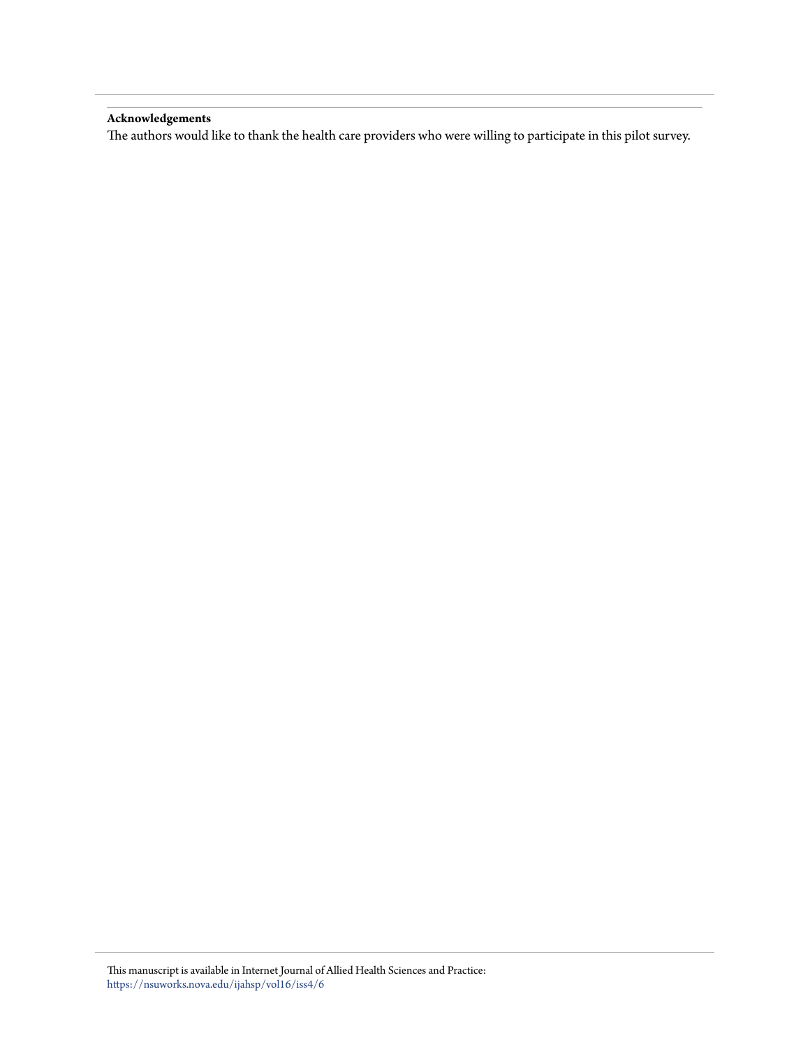**Acknowledgements**

The authors would like to thank the health care providers who were willing to participate in this pilot survey.

This manuscript is available in Internet Journal of Allied Health Sciences and Practice: https://nsuworks.nova.edu/ijahsp/vol16/iss4/6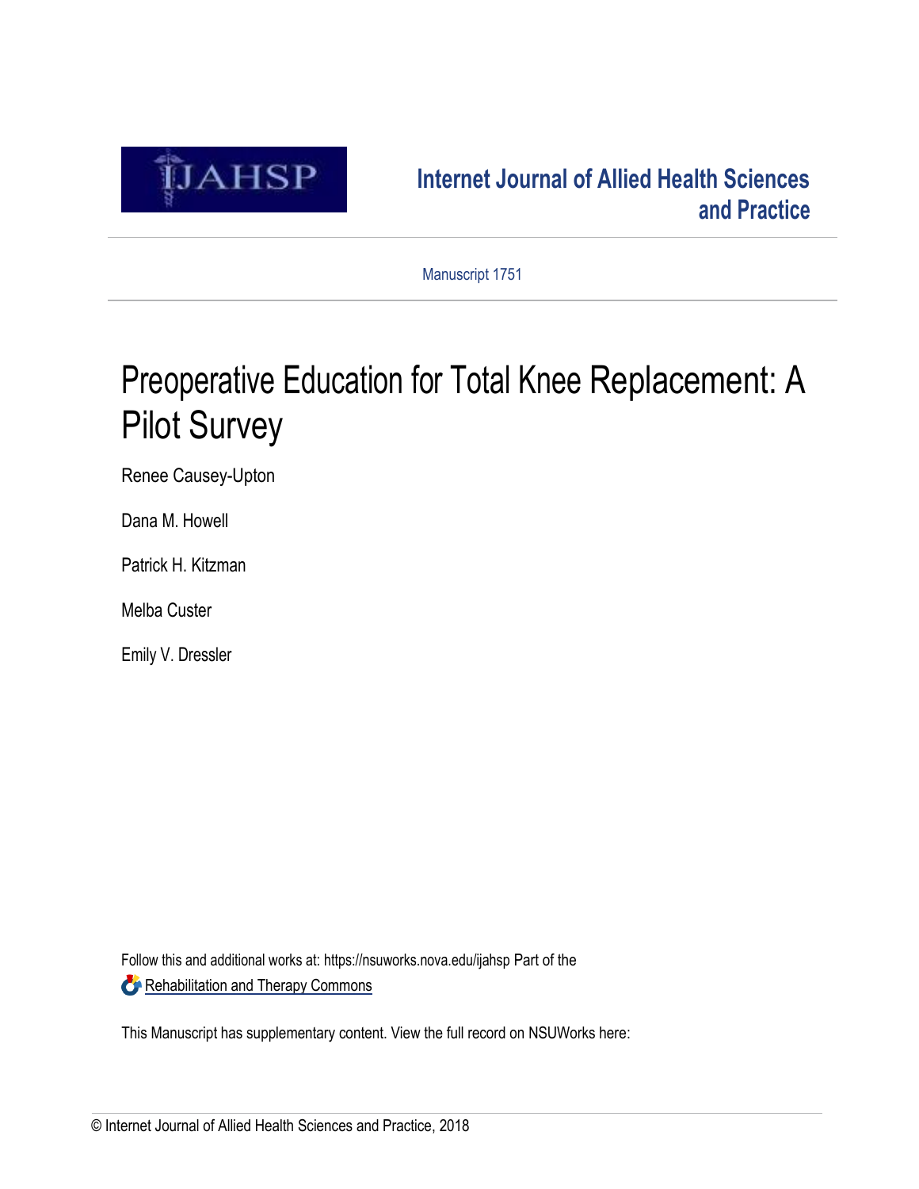Internet Journal of Allied Health Sciences and Practice

Manuscript 1751

# Preoperative Education for Total Knee Replacement: A Pilot Survey

Renee Causey-Upton

Dana M. Howell

Patrick H. Kitzman

Melba Custer

Emily V. Dressler

Follow this and additional works at: https://nsuworks.nova.edu/ijahsp Part of the Rehabilitation and Therapy Commons

This Manuscript has supplementary content. View the full record on NSUWorks here:

© Internet Journal of Allied Health Sciences and Practice, 2018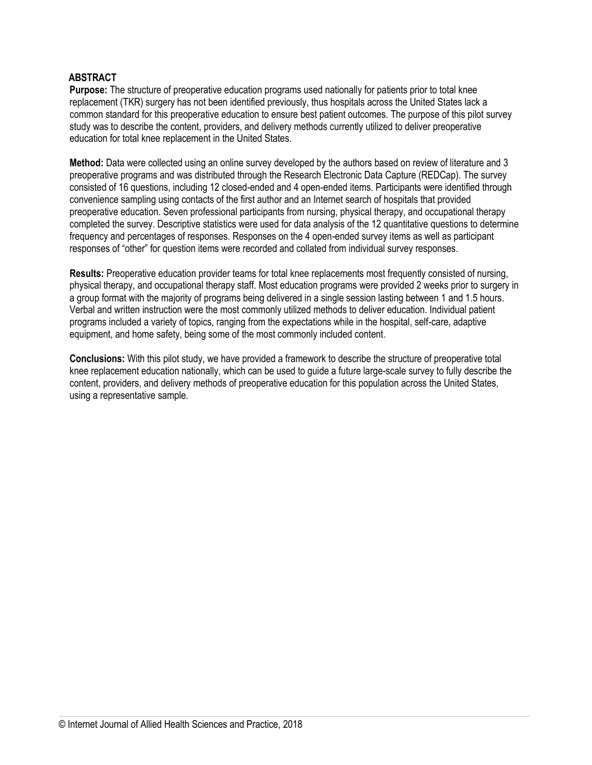## ABSTRACT

**Purpose:** The structure of preoperative education programs used nationally for patients prior to total knee replacement (TKR) surgery has not been identified previously, thus hospitals across the United States lack a common standard for this preoperative education to ensure best patient outcomes. The purpose of this pilot survey study was to describe the content, providers, and delivery methods currently utilized to deliver preoperative education for total knee replacement in the United States.

**Method:** Data were collected using an online survey developed by the authors based on review of literature and 3 preoperative programs and was distributed through the Research Electronic Data Capture (REDCap). The survey consisted of 16 questions, including 12 closed-ended and 4 open-ended items. Participants were identified through convenience sampling using contacts of the first author and an Internet search of hospitals that provided preoperative education. Seven professional participants from nursing, physical therapy, and occupational therapy completed the survey. Descriptive statistics were used for data analysis of the 12 quantitative questions to determine frequency and percentages of responses. Responses on the 4 open-ended survey items as well as participant responses of "other" for question items were recorded and collated from individual survey responses.

**Results:** Preoperative education provider teams for total knee replacements most frequently consisted of nursing, physical therapy, and occupational therapy staff. Most education programs were provided 2 weeks prior to surgery in a group format with the majority of programs being delivered in a single session lasting between 1 and 1.5 hours. Verbal and written instruction were the most commonly utilized methods to deliver education. Individual patient programs included a variety of topics, ranging from the expectations while in the hospital, self-care, adaptive equipment, and home safety, being some of the most commonly included content.

**Conclusions:** With this pilot study, we have provided a framework to describe the structure of preoperative total knee replacement education nationally, which can be used to guide a future large-scale survey to fully describe the content, providers, and delivery methods of preoperative education for this population across the United States, using a representative sample.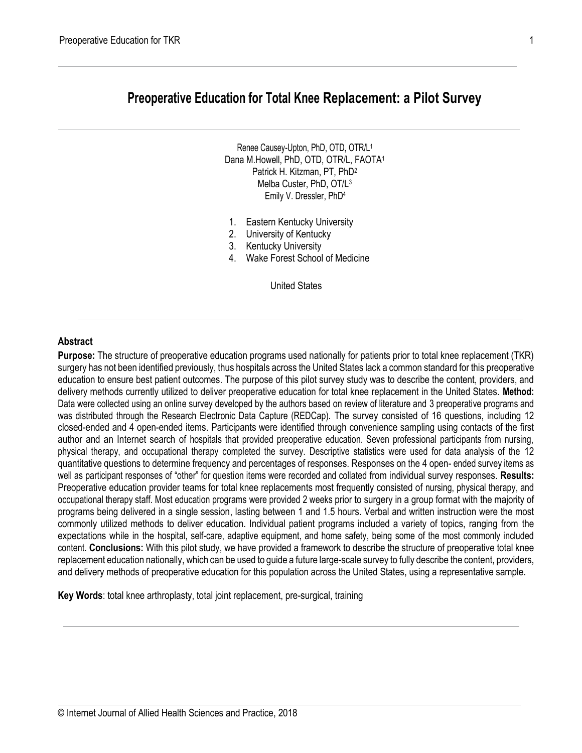# Preoperative Education for Total Knee Replacement: a Pilot Survey

Renee Causey-Upton, PhD, OTD, OTR/L[1]
Dana M.Howell, PhD, OTD, OTR/L, FAOTA[1]
Patrick H. Kitzman, PT, PhD[2]
Melba Custer, PhD, OT/L[3]
Emily V. Dressler, PhD[4]

1. Eastern Kentucky University
2. University of Kentucky
3. Kentucky University
4. Wake Forest School of Medicine

United States

## Abstract

**Purpose:** The structure of preoperative education programs used nationally for patients prior to total knee replacement (TKR) surgery has not been identified previously, thus hospitals across the United States lack a common standard for this preoperative education to ensure best patient outcomes. The purpose of this pilot survey study was to describe the content, providers, and delivery methods currently utilized to deliver preoperative education for total knee replacement in the United States. **Method:** Data were collected using an online survey developed by the authors based on review of literature and 3 preoperative programs and was distributed through the Research Electronic Data Capture (REDCap). The survey consisted of 16 questions, including 12 closed-ended and 4 open-ended items. Participants were identified through convenience sampling using contacts of the first author and an Internet search of hospitals that provided preoperative education. Seven professional participants from nursing, physical therapy, and occupational therapy completed the survey. Descriptive statistics were used for data analysis of the 12 quantitative questions to determine frequency and percentages of responses. Responses on the 4 open- ended survey items as well as participant responses of "other" for question items were recorded and collated from individual survey responses. **Results:** Preoperative education provider teams for total knee replacements most frequently consisted of nursing, physical therapy, and occupational therapy staff. Most education programs were provided 2 weeks prior to surgery in a group format with the majority of programs being delivered in a single session, lasting between 1 and 1.5 hours. Verbal and written instruction were the most commonly utilized methods to deliver education. Individual patient programs included a variety of topics, ranging from the expectations while in the hospital, self-care, adaptive equipment, and home safety, being some of the most commonly included content. **Conclusions:** With this pilot study, we have provided a framework to describe the structure of preoperative total knee replacement education nationally, which can be used to guide a future large-scale survey to fully describe the content, providers, and delivery methods of preoperative education for this population across the United States, using a representative sample.

**Key Words**: total knee arthroplasty, total joint replacement, pre-surgical, training

© Internet Journal of Allied Health Sciences and Practice, 2018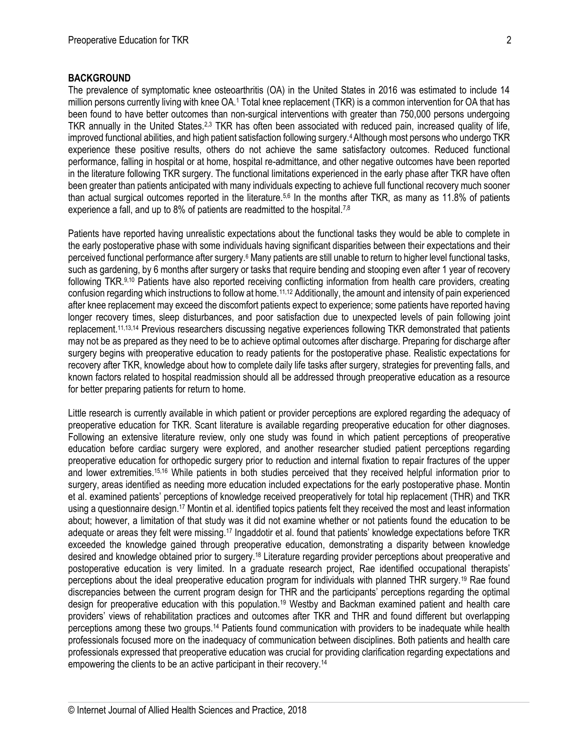## BACKGROUND

The prevalence of symptomatic knee osteoarthritis (OA) in the United States in 2016 was estimated to include 14 million persons currently living with knee OA.[1] Total knee replacement (TKR) is a common intervention for OA that has been found to have better outcomes than non-surgical interventions with greater than 750,000 persons undergoing TKR annually in the United States.[2,3] TKR has often been associated with reduced pain, increased quality of life, improved functional abilities, and high patient satisfaction following surgery.[4] Although most persons who undergo TKR experience these positive results, others do not achieve the same satisfactory outcomes. Reduced functional performance, falling in hospital or at home, hospital re-admittance, and other negative outcomes have been reported in the literature following TKR surgery. The functional limitations experienced in the early phase after TKR have often been greater than patients anticipated with many individuals expecting to achieve full functional recovery much sooner than actual surgical outcomes reported in the literature.[5,6] In the months after TKR, as many as 11.8% of patients experience a fall, and up to 8% of patients are readmitted to the hospital.[7,8]

Patients have reported having unrealistic expectations about the functional tasks they would be able to complete in the early postoperative phase with some individuals having significant disparities between their expectations and their perceived functional performance after surgery.[6] Many patients are still unable to return to higher level functional tasks, such as gardening, by 6 months after surgery or tasks that require bending and stooping even after 1 year of recovery following TKR.[9,10] Patients have also reported receiving conflicting information from health care providers, creating confusion regarding which instructions to follow at home.[11,12] Additionally, the amount and intensity of pain experienced after knee replacement may exceed the discomfort patients expect to experience; some patients have reported having longer recovery times, sleep disturbances, and poor satisfaction due to unexpected levels of pain following joint replacement.[11,13,14] Previous researchers discussing negative experiences following TKR demonstrated that patients may not be as prepared as they need to be to achieve optimal outcomes after discharge. Preparing for discharge after surgery begins with preoperative education to ready patients for the postoperative phase. Realistic expectations for recovery after TKR, knowledge about how to complete daily life tasks after surgery, strategies for preventing falls, and known factors related to hospital readmission should all be addressed through preoperative education as a resource for better preparing patients for return to home.

Little research is currently available in which patient or provider perceptions are explored regarding the adequacy of preoperative education for TKR. Scant literature is available regarding preoperative education for other diagnoses. Following an extensive literature review, only one study was found in which patient perceptions of preoperative education before cardiac surgery were explored, and another researcher studied patient perceptions regarding preoperative education for orthopedic surgery prior to reduction and internal fixation to repair fractures of the upper and lower extremities.[15,16] While patients in both studies perceived that they received helpful information prior to surgery, areas identified as needing more education included expectations for the early postoperative phase. Montin et al. examined patients' perceptions of knowledge received preoperatively for total hip replacement (THR) and TKR using a questionnaire design.[17] Montin et al. identified topics patients felt they received the most and least information about; however, a limitation of that study was it did not examine whether or not patients found the education to be adequate or areas they felt were missing.[17] Ingaddotir et al. found that patients' knowledge expectations before TKR exceeded the knowledge gained through preoperative education, demonstrating a disparity between knowledge desired and knowledge obtained prior to surgery.[18] Literature regarding provider perceptions about preoperative and postoperative education is very limited. In a graduate research project, Rae identified occupational therapists' perceptions about the ideal preoperative education program for individuals with planned THR surgery.[19] Rae found discrepancies between the current program design for THR and the participants' perceptions regarding the optimal design for preoperative education with this population.[19] Westby and Backman examined patient and health care providers' views of rehabilitation practices and outcomes after TKR and THR and found different but overlapping perceptions among these two groups.[14] Patients found communication with providers to be inadequate while health professionals focused more on the inadequacy of communication between disciplines. Both patients and health care professionals expressed that preoperative education was crucial for providing clarification regarding expectations and empowering the clients to be an active participant in their recovery.[14]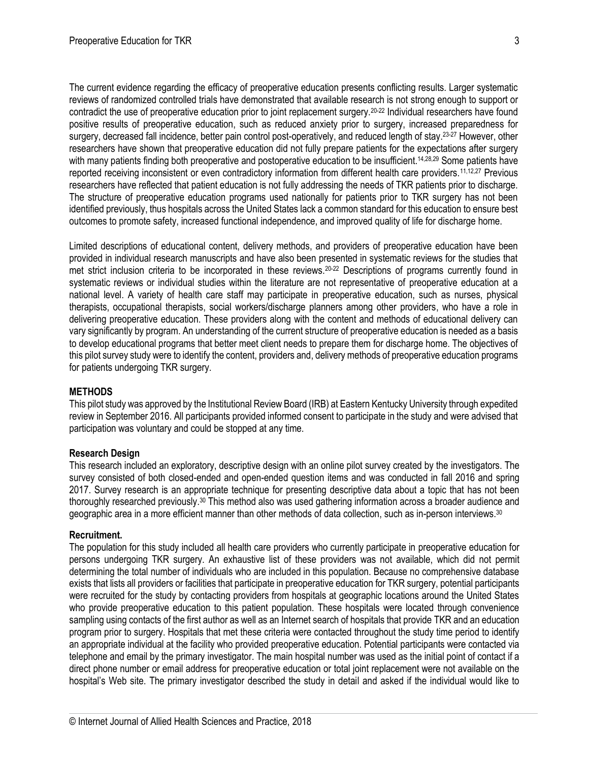The current evidence regarding the efficacy of preoperative education presents conflicting results. Larger systematic reviews of randomized controlled trials have demonstrated that available research is not strong enough to support or contradict the use of preoperative education prior to joint replacement surgery.[20-22] Individual researchers have found positive results of preoperative education, such as reduced anxiety prior to surgery, increased preparedness for surgery, decreased fall incidence, better pain control post-operatively, and reduced length of stay.[23-27] However, other researchers have shown that preoperative education did not fully prepare patients for the expectations after surgery with many patients finding both preoperative and postoperative education to be insufficient.[14,28,29] Some patients have reported receiving inconsistent or even contradictory information from different health care providers.[11,12,27] Previous researchers have reflected that patient education is not fully addressing the needs of TKR patients prior to discharge. The structure of preoperative education programs used nationally for patients prior to TKR surgery has not been identified previously, thus hospitals across the United States lack a common standard for this education to ensure best outcomes to promote safety, increased functional independence, and improved quality of life for discharge home.

Limited descriptions of educational content, delivery methods, and providers of preoperative education have been provided in individual research manuscripts and have also been presented in systematic reviews for the studies that met strict inclusion criteria to be incorporated in these reviews.[20-22] Descriptions of programs currently found in systematic reviews or individual studies within the literature are not representative of preoperative education at a national level. A variety of health care staff may participate in preoperative education, such as nurses, physical therapists, occupational therapists, social workers/discharge planners among other providers, who have a role in delivering preoperative education. These providers along with the content and methods of educational delivery can vary significantly by program. An understanding of the current structure of preoperative education is needed as a basis to develop educational programs that better meet client needs to prepare them for discharge home. The objectives of this pilot survey study were to identify the content, providers and, delivery methods of preoperative education programs for patients undergoing TKR surgery.

## METHODS

This pilot study was approved by the Institutional Review Board (IRB) at Eastern Kentucky University through expedited review in September 2016. All participants provided informed consent to participate in the study and were advised that participation was voluntary and could be stopped at any time.

### Research Design

This research included an exploratory, descriptive design with an online pilot survey created by the investigators. The survey consisted of both closed-ended and open-ended question items and was conducted in fall 2016 and spring 2017. Survey research is an appropriate technique for presenting descriptive data about a topic that has not been thoroughly researched previously.[30] This method also was used gathering information across a broader audience and geographic area in a more efficient manner than other methods of data collection, such as in-person interviews.[30]

### Recruitment.

The population for this study included all health care providers who currently participate in preoperative education for persons undergoing TKR surgery. An exhaustive list of these providers was not available, which did not permit determining the total number of individuals who are included in this population. Because no comprehensive database exists that lists all providers or facilities that participate in preoperative education for TKR surgery, potential participants were recruited for the study by contacting providers from hospitals at geographic locations around the United States who provide preoperative education to this patient population. These hospitals were located through convenience sampling using contacts of the first author as well as an Internet search of hospitals that provide TKR and an education program prior to surgery. Hospitals that met these criteria were contacted throughout the study time period to identify an appropriate individual at the facility who provided preoperative education. Potential participants were contacted via telephone and email by the primary investigator. The main hospital number was used as the initial point of contact if a direct phone number or email address for preoperative education or total joint replacement were not available on the hospital's Web site. The primary investigator described the study in detail and asked if the individual would like to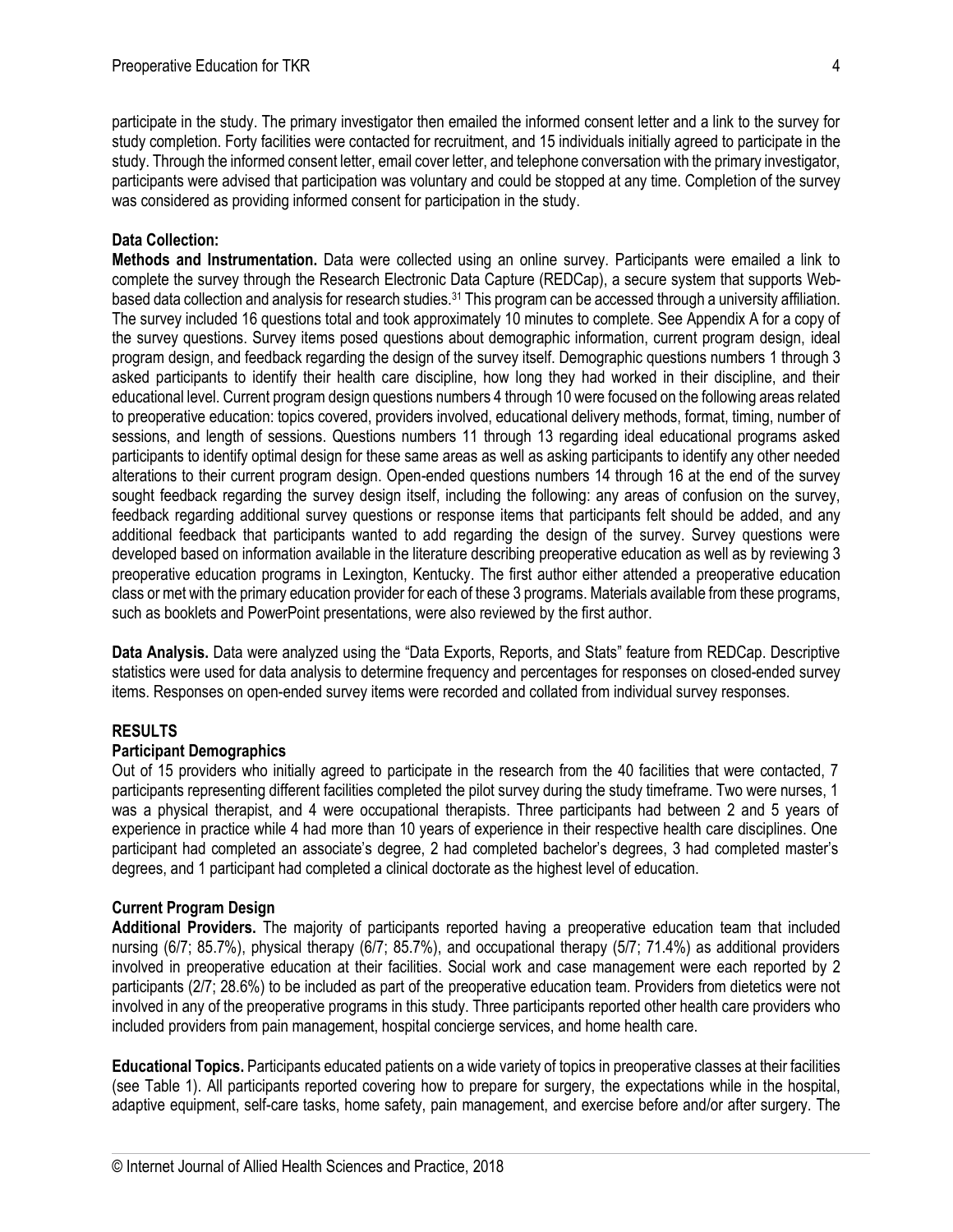participate in the study. The primary investigator then emailed the informed consent letter and a link to the survey for study completion. Forty facilities were contacted for recruitment, and 15 individuals initially agreed to participate in the study. Through the informed consent letter, email cover letter, and telephone conversation with the primary investigator, participants were advised that participation was voluntary and could be stopped at any time. Completion of the survey was considered as providing informed consent for participation in the study.

**Data Collection:**

**Methods and Instrumentation.** Data were collected using an online survey. Participants were emailed a link to complete the survey through the Research Electronic Data Capture (REDCap), a secure system that supports Web-based data collection and analysis for research studies.[31] This program can be accessed through a university affiliation. The survey included 16 questions total and took approximately 10 minutes to complete. See Appendix A for a copy of the survey questions. Survey items posed questions about demographic information, current program design, ideal program design, and feedback regarding the design of the survey itself. Demographic questions numbers 1 through 3 asked participants to identify their health care discipline, how long they had worked in their discipline, and their educational level. Current program design questions numbers 4 through 10 were focused on the following areas related to preoperative education: topics covered, providers involved, educational delivery methods, format, timing, number of sessions, and length of sessions. Questions numbers 11 through 13 regarding ideal educational programs asked participants to identify optimal design for these same areas as well as asking participants to identify any other needed alterations to their current program design. Open-ended questions numbers 14 through 16 at the end of the survey sought feedback regarding the survey design itself, including the following: any areas of confusion on the survey, feedback regarding additional survey questions or response items that participants felt should be added, and any additional feedback that participants wanted to add regarding the design of the survey. Survey questions were developed based on information available in the literature describing preoperative education as well as by reviewing 3 preoperative education programs in Lexington, Kentucky. The first author either attended a preoperative education class or met with the primary education provider for each of these 3 programs. Materials available from these programs, such as booklets and PowerPoint presentations, were also reviewed by the first author.

**Data Analysis.** Data were analyzed using the "Data Exports, Reports, and Stats" feature from REDCap. Descriptive statistics were used for data analysis to determine frequency and percentages for responses on closed-ended survey items. Responses on open-ended survey items were recorded and collated from individual survey responses.

## RESULTS

### Participant Demographics

Out of 15 providers who initially agreed to participate in the research from the 40 facilities that were contacted, 7 participants representing different facilities completed the pilot survey during the study timeframe. Two were nurses, 1 was a physical therapist, and 4 were occupational therapists. Three participants had between 2 and 5 years of experience in practice while 4 had more than 10 years of experience in their respective health care disciplines. One participant had completed an associate's degree, 2 had completed bachelor's degrees, 3 had completed master's degrees, and 1 participant had completed a clinical doctorate as the highest level of education.

### Current Program Design

**Additional Providers.** The majority of participants reported having a preoperative education team that included nursing (6/7; 85.7%), physical therapy (6/7; 85.7%), and occupational therapy (5/7; 71.4%) as additional providers involved in preoperative education at their facilities. Social work and case management were each reported by 2 participants (2/7; 28.6%) to be included as part of the preoperative education team. Providers from dietetics were not involved in any of the preoperative programs in this study. Three participants reported other health care providers who included providers from pain management, hospital concierge services, and home health care.

**Educational Topics.** Participants educated patients on a wide variety of topics in preoperative classes at their facilities (see Table 1). All participants reported covering how to prepare for surgery, the expectations while in the hospital, adaptive equipment, self-care tasks, home safety, pain management, and exercise before and/or after surgery. The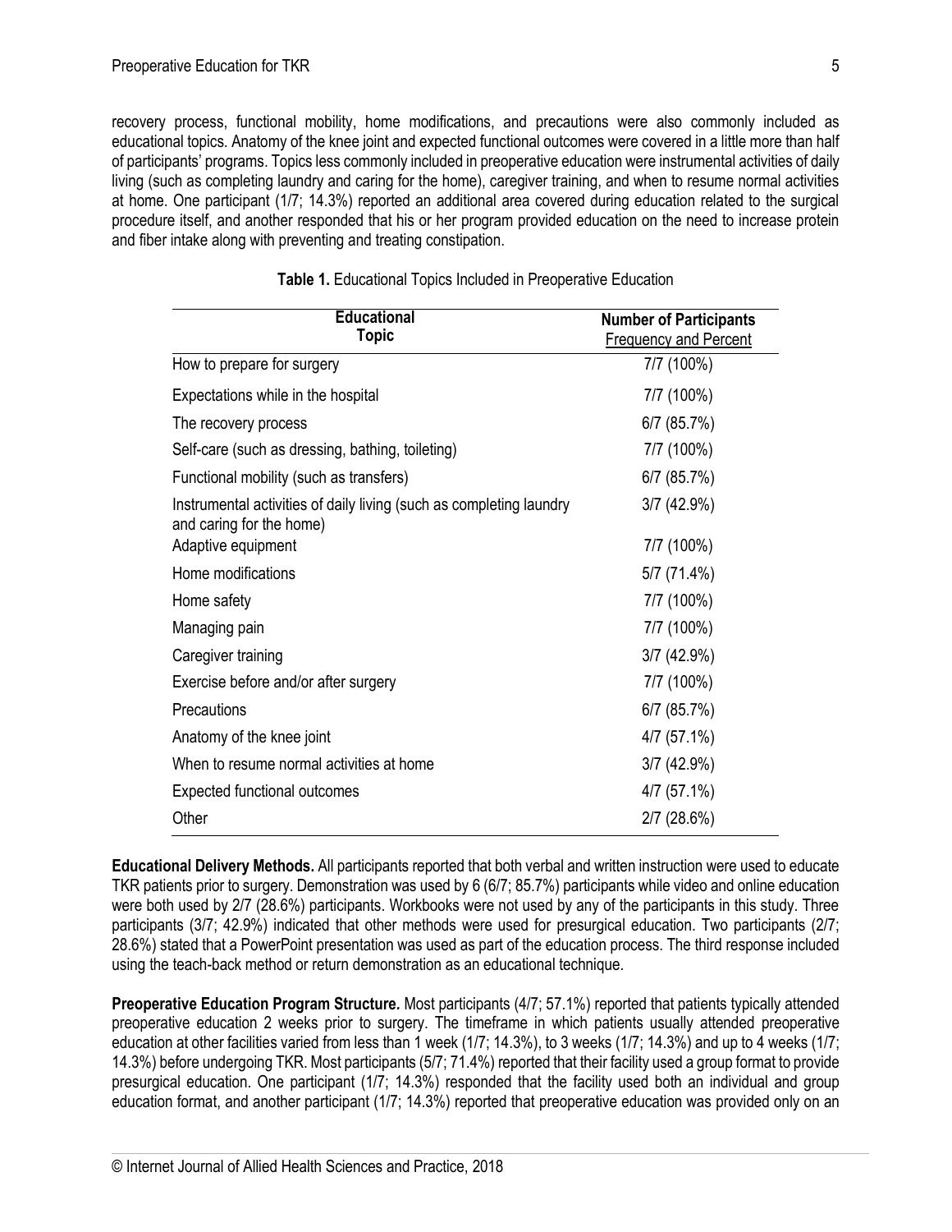recovery process, functional mobility, home modifications, and precautions were also commonly included as educational topics. Anatomy of the knee joint and expected functional outcomes were covered in a little more than half of participants' programs. Topics less commonly included in preoperative education were instrumental activities of daily living (such as completing laundry and caring for the home), caregiver training, and when to resume normal activities at home. One participant (1/7; 14.3%) reported an additional area covered during education related to the surgical procedure itself, and another responded that his or her program provided education on the need to increase protein and fiber intake along with preventing and treating constipation.

**Table 1.** Educational Topics Included in Preoperative Education

| Educational Topic | Number of Participants Frequency and Percent |
|---|---|
| How to prepare for surgery | 7/7 (100%) |
| Expectations while in the hospital | 7/7 (100%) |
| The recovery process | 6/7 (85.7%) |
| Self-care (such as dressing, bathing, toileting) | 7/7 (100%) |
| Functional mobility (such as transfers) | 6/7 (85.7%) |
| Instrumental activities of daily living (such as completing laundry and caring for the home) | 3/7 (42.9%) |
| Adaptive equipment | 7/7 (100%) |
| Home modifications | 5/7 (71.4%) |
| Home safety | 7/7 (100%) |
| Managing pain | 7/7 (100%) |
| Caregiver training | 3/7 (42.9%) |
| Exercise before and/or after surgery | 7/7 (100%) |
| Precautions | 6/7 (85.7%) |
| Anatomy of the knee joint | 4/7 (57.1%) |
| When to resume normal activities at home | 3/7 (42.9%) |
| Expected functional outcomes | 4/7 (57.1%) |
| Other | 2/7 (28.6%) |

**Educational Delivery Methods.** All participants reported that both verbal and written instruction were used to educate TKR patients prior to surgery. Demonstration was used by 6 (6/7; 85.7%) participants while video and online education were both used by 2/7 (28.6%) participants. Workbooks were not used by any of the participants in this study. Three participants (3/7; 42.9%) indicated that other methods were used for presurgical education. Two participants (2/7; 28.6%) stated that a PowerPoint presentation was used as part of the education process. The third response included using the teach-back method or return demonstration as an educational technique.

**Preoperative Education Program Structure.** Most participants (4/7; 57.1%) reported that patients typically attended preoperative education 2 weeks prior to surgery. The timeframe in which patients usually attended preoperative education at other facilities varied from less than 1 week (1/7; 14.3%), to 3 weeks (1/7; 14.3%) and up to 4 weeks (1/7; 14.3%) before undergoing TKR. Most participants (5/7; 71.4%) reported that their facility used a group format to provide presurgical education. One participant (1/7; 14.3%) responded that the facility used both an individual and group education format, and another participant (1/7; 14.3%) reported that preoperative education was provided only on an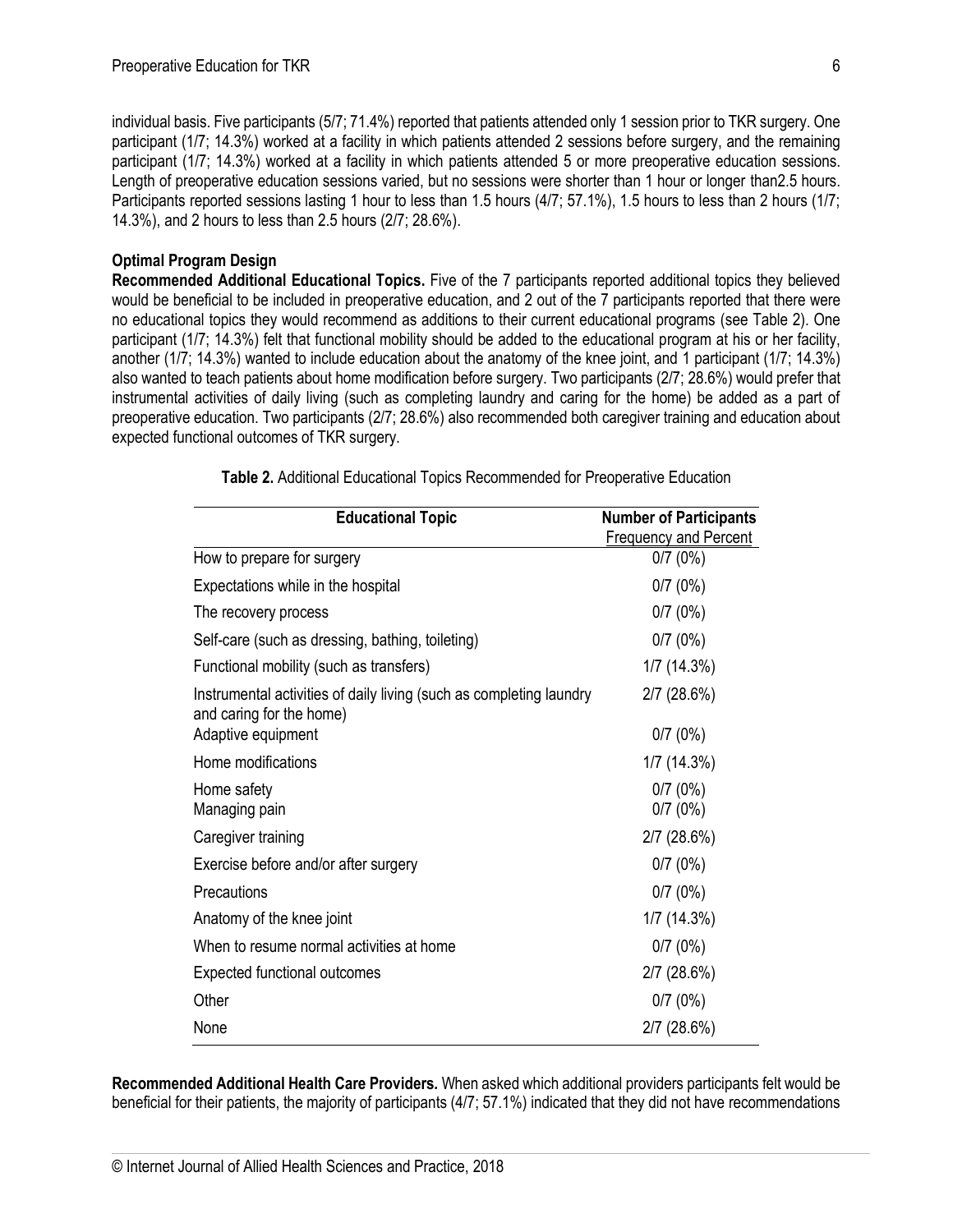individual basis. Five participants (5/7; 71.4%) reported that patients attended only 1 session prior to TKR surgery. One participant (1/7; 14.3%) worked at a facility in which patients attended 2 sessions before surgery, and the remaining participant (1/7; 14.3%) worked at a facility in which patients attended 5 or more preoperative education sessions. Length of preoperative education sessions varied, but no sessions were shorter than 1 hour or longer than2.5 hours. Participants reported sessions lasting 1 hour to less than 1.5 hours (4/7; 57.1%), 1.5 hours to less than 2 hours (1/7; 14.3%), and 2 hours to less than 2.5 hours (2/7; 28.6%).

### Optimal Program Design

**Recommended Additional Educational Topics.** Five of the 7 participants reported additional topics they believed would be beneficial to be included in preoperative education, and 2 out of the 7 participants reported that there were no educational topics they would recommend as additions to their current educational programs (see Table 2). One participant (1/7; 14.3%) felt that functional mobility should be added to the educational program at his or her facility, another (1/7; 14.3%) wanted to include education about the anatomy of the knee joint, and 1 participant (1/7; 14.3%) also wanted to teach patients about home modification before surgery. Two participants (2/7; 28.6%) would prefer that instrumental activities of daily living (such as completing laundry and caring for the home) be added as a part of preoperative education. Two participants (2/7; 28.6%) also recommended both caregiver training and education about expected functional outcomes of TKR surgery.

**Table 2.** Additional Educational Topics Recommended for Preoperative Education

| Educational Topic | Number of Participants Frequency and Percent |
|---|---|
| How to prepare for surgery | 0/7 (0%) |
| Expectations while in the hospital | 0/7 (0%) |
| The recovery process | 0/7 (0%) |
| Self-care (such as dressing, bathing, toileting) | 0/7 (0%) |
| Functional mobility (such as transfers) | 1/7 (14.3%) |
| Instrumental activities of daily living (such as completing laundry and caring for the home) | 2/7 (28.6%) |
| Adaptive equipment | 0/7 (0%) |
| Home modifications | 1/7 (14.3%) |
| Home safety | 0/7 (0%) |
| Managing pain | 0/7 (0%) |
| Caregiver training | 2/7 (28.6%) |
| Exercise before and/or after surgery | 0/7 (0%) |
| Precautions | 0/7 (0%) |
| Anatomy of the knee joint | 1/7 (14.3%) |
| When to resume normal activities at home | 0/7 (0%) |
| Expected functional outcomes | 2/7 (28.6%) |
| Other | 0/7 (0%) |
| None | 2/7 (28.6%) |

**Recommended Additional Health Care Providers.** When asked which additional providers participants felt would be beneficial for their patients, the majority of participants (4/7; 57.1%) indicated that they did not have recommendations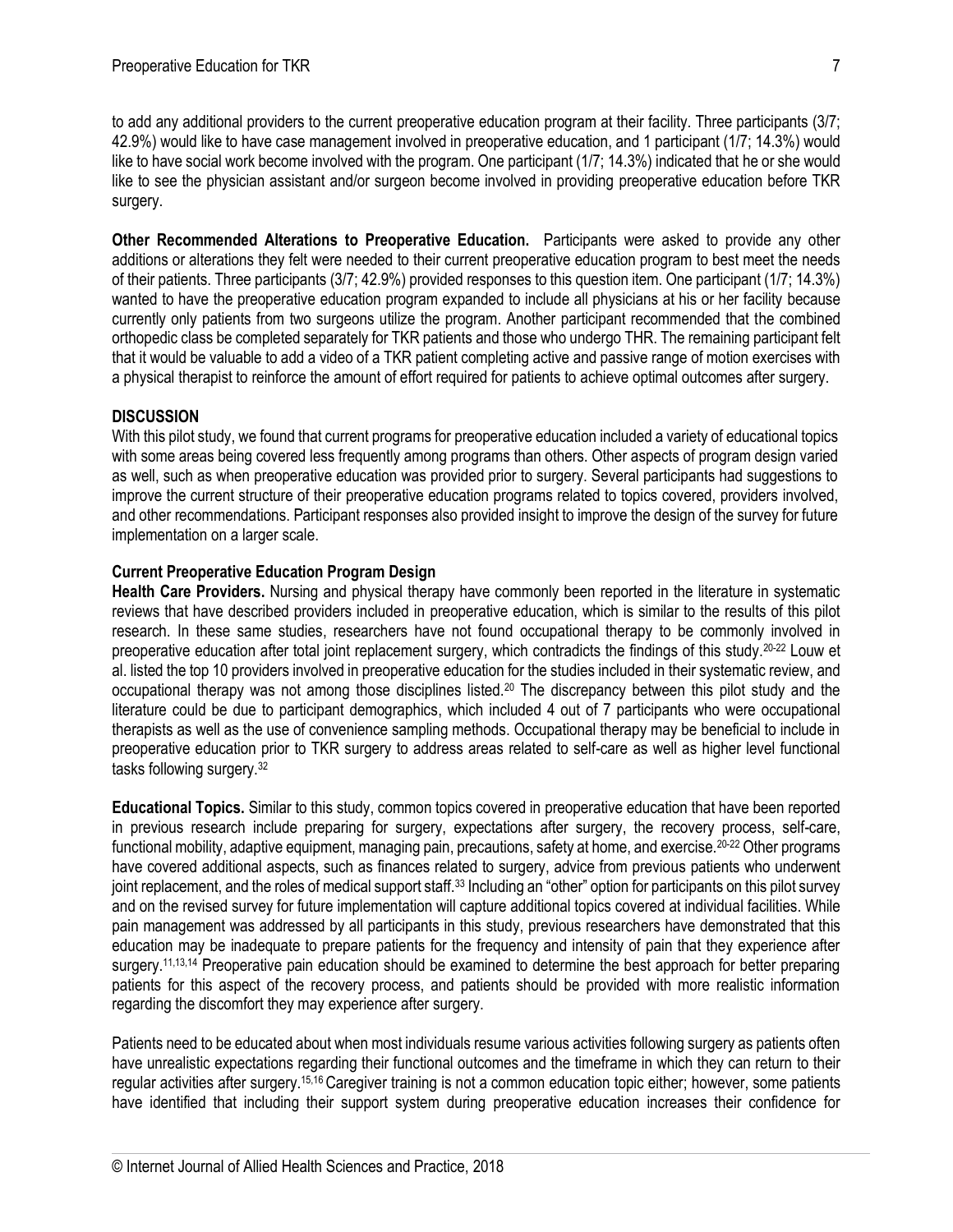to add any additional providers to the current preoperative education program at their facility. Three participants (3/7; 42.9%) would like to have case management involved in preoperative education, and 1 participant (1/7; 14.3%) would like to have social work become involved with the program. One participant (1/7; 14.3%) indicated that he or she would like to see the physician assistant and/or surgeon become involved in providing preoperative education before TKR surgery.

**Other Recommended Alterations to Preoperative Education.** Participants were asked to provide any other additions or alterations they felt were needed to their current preoperative education program to best meet the needs of their patients. Three participants (3/7; 42.9%) provided responses to this question item. One participant (1/7; 14.3%) wanted to have the preoperative education program expanded to include all physicians at his or her facility because currently only patients from two surgeons utilize the program. Another participant recommended that the combined orthopedic class be completed separately for TKR patients and those who undergo THR. The remaining participant felt that it would be valuable to add a video of a TKR patient completing active and passive range of motion exercises with a physical therapist to reinforce the amount of effort required for patients to achieve optimal outcomes after surgery.

## DISCUSSION

With this pilot study, we found that current programs for preoperative education included a variety of educational topics with some areas being covered less frequently among programs than others. Other aspects of program design varied as well, such as when preoperative education was provided prior to surgery. Several participants had suggestions to improve the current structure of their preoperative education programs related to topics covered, providers involved, and other recommendations. Participant responses also provided insight to improve the design of the survey for future implementation on a larger scale.

### Current Preoperative Education Program Design

**Health Care Providers.** Nursing and physical therapy have commonly been reported in the literature in systematic reviews that have described providers included in preoperative education, which is similar to the results of this pilot research. In these same studies, researchers have not found occupational therapy to be commonly involved in preoperative education after total joint replacement surgery, which contradicts the findings of this study.[20-22] Louw et al. listed the top 10 providers involved in preoperative education for the studies included in their systematic review, and occupational therapy was not among those disciplines listed.[20] The discrepancy between this pilot study and the literature could be due to participant demographics, which included 4 out of 7 participants who were occupational therapists as well as the use of convenience sampling methods. Occupational therapy may be beneficial to include in preoperative education prior to TKR surgery to address areas related to self-care as well as higher level functional tasks following surgery.[32]

**Educational Topics.** Similar to this study, common topics covered in preoperative education that have been reported in previous research include preparing for surgery, expectations after surgery, the recovery process, self-care, functional mobility, adaptive equipment, managing pain, precautions, safety at home, and exercise.[20-22] Other programs have covered additional aspects, such as finances related to surgery, advice from previous patients who underwent joint replacement, and the roles of medical support staff.[33] Including an "other" option for participants on this pilot survey and on the revised survey for future implementation will capture additional topics covered at individual facilities. While pain management was addressed by all participants in this study, previous researchers have demonstrated that this education may be inadequate to prepare patients for the frequency and intensity of pain that they experience after surgery.[11,13,14] Preoperative pain education should be examined to determine the best approach for better preparing patients for this aspect of the recovery process, and patients should be provided with more realistic information regarding the discomfort they may experience after surgery.

Patients need to be educated about when most individuals resume various activities following surgery as patients often have unrealistic expectations regarding their functional outcomes and the timeframe in which they can return to their regular activities after surgery.[15,16] Caregiver training is not a common education topic either; however, some patients have identified that including their support system during preoperative education increases their confidence for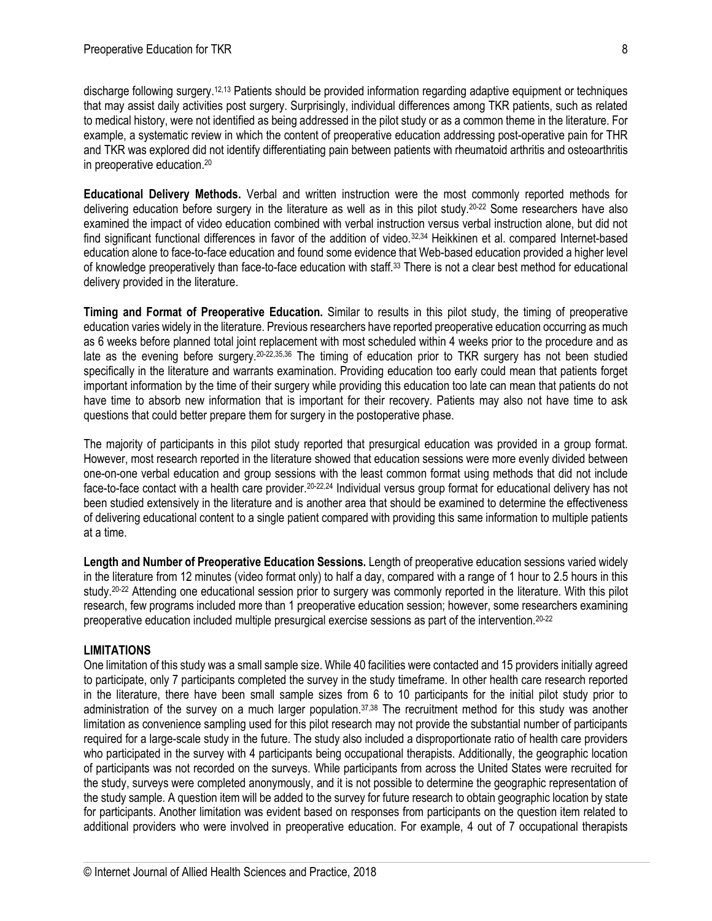discharge following surgery.[12,13] Patients should be provided information regarding adaptive equipment or techniques that may assist daily activities post surgery. Surprisingly, individual differences among TKR patients, such as related to medical history, were not identified as being addressed in the pilot study or as a common theme in the literature. For example, a systematic review in which the content of preoperative education addressing post-operative pain for THR and TKR was explored did not identify differentiating pain between patients with rheumatoid arthritis and osteoarthritis in preoperative education.[20]

**Educational Delivery Methods.** Verbal and written instruction were the most commonly reported methods for delivering education before surgery in the literature as well as in this pilot study.[20-22] Some researchers have also examined the impact of video education combined with verbal instruction versus verbal instruction alone, but did not find significant functional differences in favor of the addition of video.[32,34] Heikkinen et al. compared Internet-based education alone to face-to-face education and found some evidence that Web-based education provided a higher level of knowledge preoperatively than face-to-face education with staff.[33] There is not a clear best method for educational delivery provided in the literature.

**Timing and Format of Preoperative Education.** Similar to results in this pilot study, the timing of preoperative education varies widely in the literature. Previous researchers have reported preoperative education occurring as much as 6 weeks before planned total joint replacement with most scheduled within 4 weeks prior to the procedure and as late as the evening before surgery.[20-22,35,36] The timing of education prior to TKR surgery has not been studied specifically in the literature and warrants examination. Providing education too early could mean that patients forget important information by the time of their surgery while providing this education too late can mean that patients do not have time to absorb new information that is important for their recovery. Patients may also not have time to ask questions that could better prepare them for surgery in the postoperative phase.

The majority of participants in this pilot study reported that presurgical education was provided in a group format. However, most research reported in the literature showed that education sessions were more evenly divided between one-on-one verbal education and group sessions with the least common format using methods that did not include face-to-face contact with a health care provider.[20-22,24] Individual versus group format for educational delivery has not been studied extensively in the literature and is another area that should be examined to determine the effectiveness of delivering educational content to a single patient compared with providing this same information to multiple patients at a time.

**Length and Number of Preoperative Education Sessions.** Length of preoperative education sessions varied widely in the literature from 12 minutes (video format only) to half a day, compared with a range of 1 hour to 2.5 hours in this study.[20-22] Attending one educational session prior to surgery was commonly reported in the literature. With this pilot research, few programs included more than 1 preoperative education session; however, some researchers examining preoperative education included multiple presurgical exercise sessions as part of the intervention.[20-22]

## LIMITATIONS

One limitation of this study was a small sample size. While 40 facilities were contacted and 15 providers initially agreed to participate, only 7 participants completed the survey in the study timeframe. In other health care research reported in the literature, there have been small sample sizes from 6 to 10 participants for the initial pilot study prior to administration of the survey on a much larger population.[37,38] The recruitment method for this study was another limitation as convenience sampling used for this pilot research may not provide the substantial number of participants required for a large-scale study in the future. The study also included a disproportionate ratio of health care providers who participated in the survey with 4 participants being occupational therapists. Additionally, the geographic location of participants was not recorded on the surveys. While participants from across the United States were recruited for the study, surveys were completed anonymously, and it is not possible to determine the geographic representation of the study sample. A question item will be added to the survey for future research to obtain geographic location by state for participants. Another limitation was evident based on responses from participants on the question item related to additional providers who were involved in preoperative education. For example, 4 out of 7 occupational therapists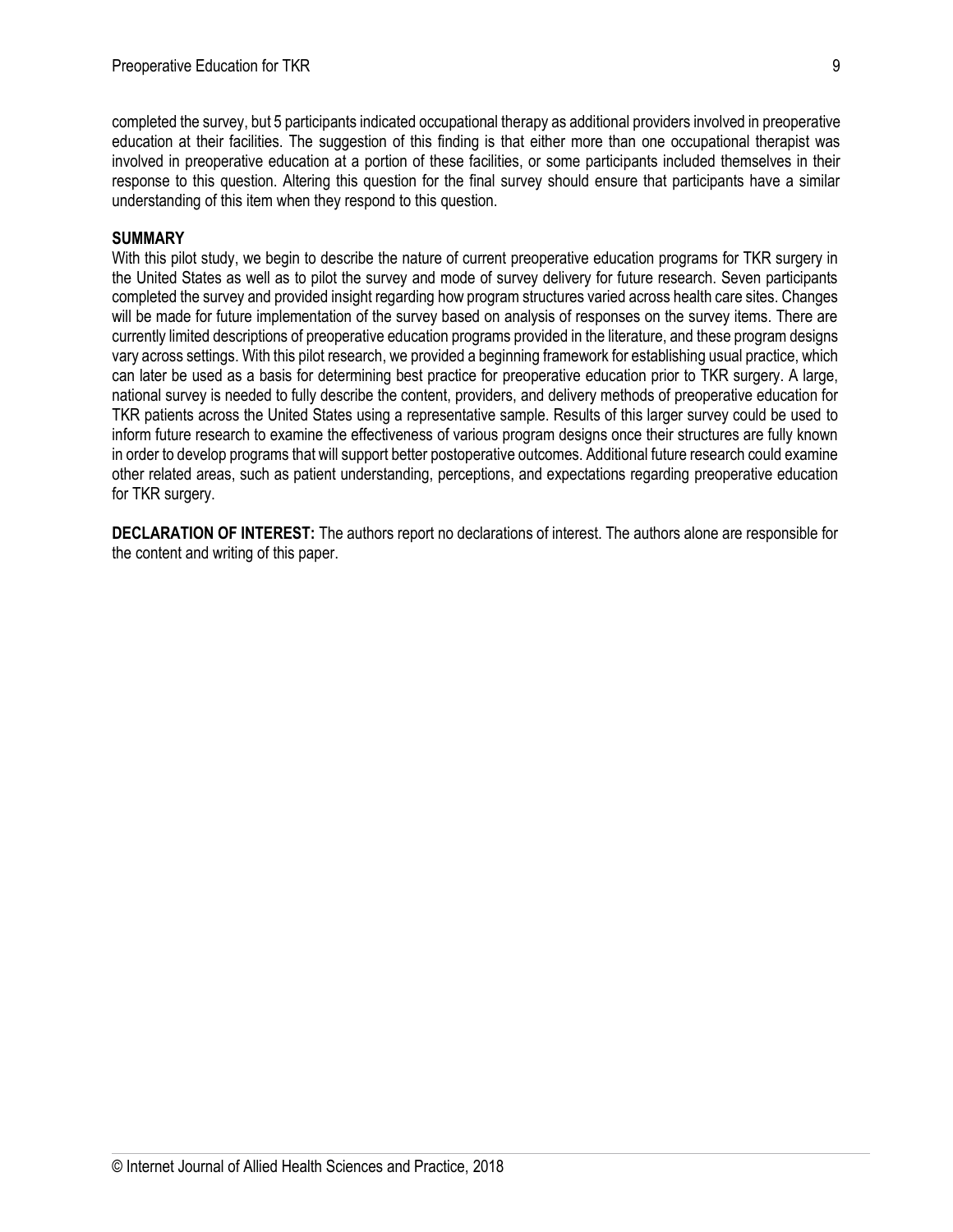completed the survey, but 5 participants indicated occupational therapy as additional providers involved in preoperative education at their facilities. The suggestion of this finding is that either more than one occupational therapist was involved in preoperative education at a portion of these facilities, or some participants included themselves in their response to this question. Altering this question for the final survey should ensure that participants have a similar understanding of this item when they respond to this question.

## SUMMARY

With this pilot study, we begin to describe the nature of current preoperative education programs for TKR surgery in the United States as well as to pilot the survey and mode of survey delivery for future research. Seven participants completed the survey and provided insight regarding how program structures varied across health care sites. Changes will be made for future implementation of the survey based on analysis of responses on the survey items. There are currently limited descriptions of preoperative education programs provided in the literature, and these program designs vary across settings. With this pilot research, we provided a beginning framework for establishing usual practice, which can later be used as a basis for determining best practice for preoperative education prior to TKR surgery. A large, national survey is needed to fully describe the content, providers, and delivery methods of preoperative education for TKR patients across the United States using a representative sample. Results of this larger survey could be used to inform future research to examine the effectiveness of various program designs once their structures are fully known in order to develop programs that will support better postoperative outcomes. Additional future research could examine other related areas, such as patient understanding, perceptions, and expectations regarding preoperative education for TKR surgery.

**DECLARATION OF INTEREST:** The authors report no declarations of interest. The authors alone are responsible for the content and writing of this paper.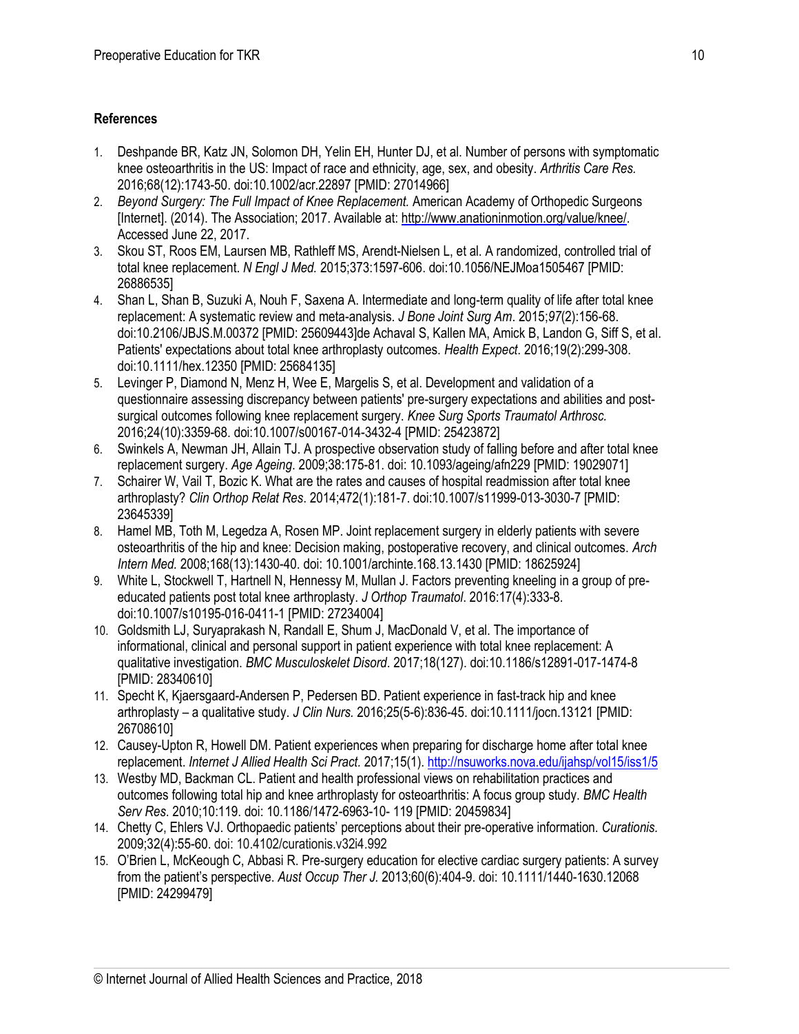## References

1. Deshpande BR, Katz JN, Solomon DH, Yelin EH, Hunter DJ, et al. Number of persons with symptomatic knee osteoarthritis in the US: Impact of race and ethnicity, age, sex, and obesity. *Arthritis Care Res.* 2016;68(12):1743-50. doi:10.1002/acr.22897 [PMID: 27014966]
2. *Beyond Surgery: The Full Impact of Knee Replacement.* American Academy of Orthopedic Surgeons [Internet]. (2014). The Association; 2017. Available at: http://www.anationinmotion.org/value/knee/. Accessed June 22, 2017.
3. Skou ST, Roos EM, Laursen MB, Rathleff MS, Arendt-Nielsen L, et al. A randomized, controlled trial of total knee replacement. *N Engl J Med.* 2015;373:1597-606. doi:10.1056/NEJMoa1505467 [PMID: 26886535]
4. Shan L, Shan B, Suzuki A, Nouh F, Saxena A. Intermediate and long-term quality of life after total knee replacement: A systematic review and meta-analysis. *J Bone Joint Surg Am*. 2015;97(2):156-68. doi:10.2106/JBJS.M.00372 [PMID: 25609443]de Achaval S, Kallen MA, Amick B, Landon G, Siff S, et al. Patients' expectations about total knee arthroplasty outcomes. *Health Expect*. 2016;19(2):299-308. doi:10.1111/hex.12350 [PMID: 25684135]
5. Levinger P, Diamond N, Menz H, Wee E, Margelis S, et al. Development and validation of a questionnaire assessing discrepancy between patients' pre-surgery expectations and abilities and post-surgical outcomes following knee replacement surgery. *Knee Surg Sports Traumatol Arthrosc.* 2016;24(10):3359-68. doi:10.1007/s00167-014-3432-4 [PMID: 25423872]
6. Swinkels A, Newman JH, Allain TJ. A prospective observation study of falling before and after total knee replacement surgery. *Age Ageing*. 2009;38:175-81. doi: 10.1093/ageing/afn229 [PMID: 19029071]
7. Schairer W, Vail T, Bozic K. What are the rates and causes of hospital readmission after total knee arthroplasty? *Clin Orthop Relat Res*. 2014;472(1):181-7. doi:10.1007/s11999-013-3030-7 [PMID: 23645339]
8. Hamel MB, Toth M, Legedza A, Rosen MP. Joint replacement surgery in elderly patients with severe osteoarthritis of the hip and knee: Decision making, postoperative recovery, and clinical outcomes. *Arch Intern Med.* 2008;168(13):1430-40. doi: 10.1001/archinte.168.13.1430 [PMID: 18625924]
9. White L, Stockwell T, Hartnell N, Hennessy M, Mullan J. Factors preventing kneeling in a group of pre-educated patients post total knee arthroplasty. *J Orthop Traumatol*. 2016:17(4):333-8. doi:10.1007/s10195-016-0411-1 [PMID: 27234004]
10. Goldsmith LJ, Suryaprakash N, Randall E, Shum J, MacDonald V, et al. The importance of informational, clinical and personal support in patient experience with total knee replacement: A qualitative investigation. *BMC Musculoskelet Disord*. 2017;18(127). doi:10.1186/s12891-017-1474-8 [PMID: 28340610]
11. Specht K, Kjaersgaard-Andersen P, Pedersen BD. Patient experience in fast-track hip and knee arthroplasty – a qualitative study. *J Clin Nurs.* 2016;25(5-6):836-45. doi:10.1111/jocn.13121 [PMID: 26708610]
12. Causey-Upton R, Howell DM. Patient experiences when preparing for discharge home after total knee replacement. *Internet J Allied Health Sci Pract.* 2017;15(1). http://nsuworks.nova.edu/ijahsp/vol15/iss1/5
13. Westby MD, Backman CL. Patient and health professional views on rehabilitation practices and outcomes following total hip and knee arthroplasty for osteoarthritis: A focus group study. *BMC Health Serv Res*. 2010;10:119. doi: 10.1186/1472-6963-10- 119 [PMID: 20459834]
14. Chetty C, Ehlers VJ. Orthopaedic patients' perceptions about their pre-operative information. *Curationis.* 2009;32(4):55-60. doi: 10.4102/curationis.v32i4.992
15. O'Brien L, McKeough C, Abbasi R. Pre-surgery education for elective cardiac surgery patients: A survey from the patient's perspective. *Aust Occup Ther J.* 2013;60(6):404-9. doi: 10.1111/1440-1630.12068 [PMID: 24299479]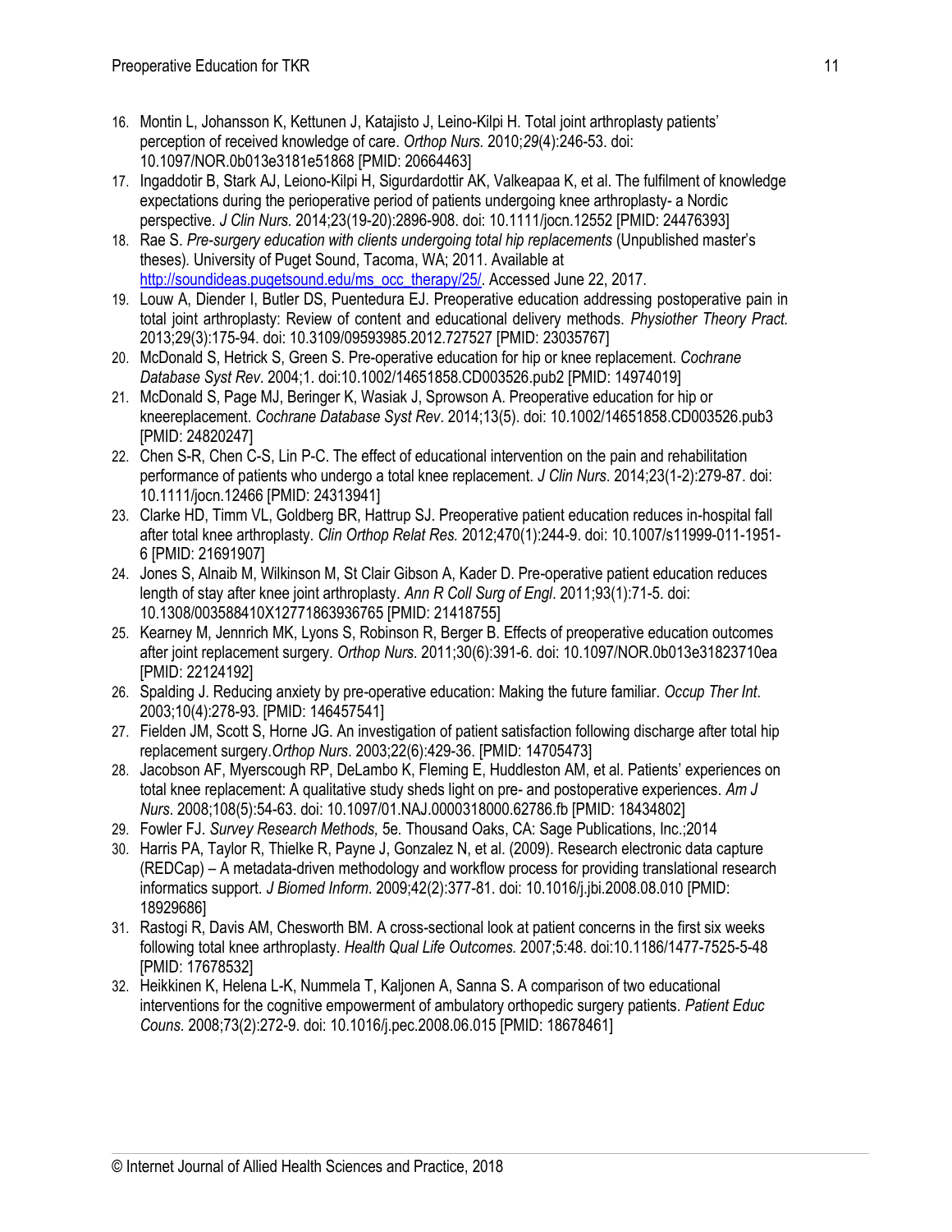16. Montin L, Johansson K, Kettunen J, Katajisto J, Leino-Kilpi H. Total joint arthroplasty patients' perception of received knowledge of care. *Orthop Nurs.* 2010;*29*(4):246-53. doi: 10.1097/NOR.0b013e3181e51868 [PMID: 20664463]
17. Ingaddotir B, Stark AJ, Leiono-Kilpi H, Sigurdardottir AK, Valkeapaa K, et al. The fulfilment of knowledge expectations during the perioperative period of patients undergoing knee arthroplasty- a Nordic perspective. *J Clin Nurs.* 2014;23(19-20):2896-908. doi: 10.1111/jocn.12552 [PMID: 24476393]
18. Rae S. *Pre-surgery education with clients undergoing total hip replacements* (Unpublished master's theses). University of Puget Sound, Tacoma, WA; 2011. Available at http://soundideas.pugetsound.edu/ms_occ_therapy/25/. Accessed June 22, 2017.
19. Louw A, Diender I, Butler DS, Puentedura EJ. Preoperative education addressing postoperative pain in total joint arthroplasty: Review of content and educational delivery methods. *Physiother Theory Pract.* 2013;29(3):175-94. doi: 10.3109/09593985.2012.727527 [PMID: 23035767]
20. McDonald S, Hetrick S, Green S. Pre-operative education for hip or knee replacement. *Cochrane Database Syst Rev*. 2004;1. doi:10.1002/14651858.CD003526.pub2 [PMID: 14974019]
21. McDonald S, Page MJ, Beringer K, Wasiak J, Sprowson A. Preoperative education for hip or kneereplacement. *Cochrane Database Syst Rev*. 2014;13(5). doi: 10.1002/14651858.CD003526.pub3 [PMID: 24820247]
22. Chen S-R, Chen C-S, Lin P-C. The effect of educational intervention on the pain and rehabilitation performance of patients who undergo a total knee replacement. *J Clin Nurs*. 2014;23(1-2):279-87. doi: 10.1111/jocn.12466 [PMID: 24313941]
23. Clarke HD, Timm VL, Goldberg BR, Hattrup SJ. Preoperative patient education reduces in-hospital fall after total knee arthroplasty. *Clin Orthop Relat Res.* 2012;470(1):244-9. doi: 10.1007/s11999-011-1951-6 [PMID: 21691907]
24. Jones S, Alnaib M, Wilkinson M, St Clair Gibson A, Kader D. Pre-operative patient education reduces length of stay after knee joint arthroplasty. *Ann R Coll Surg of Engl*. 2011;93(1):71-5. doi: 10.1308/003588410X12771863936765 [PMID: 21418755]
25. Kearney M, Jennrich MK, Lyons S, Robinson R, Berger B. Effects of preoperative education outcomes after joint replacement surgery. *Orthop Nurs*. 2011;30(6):391-6. doi: 10.1097/NOR.0b013e31823710ea [PMID: 22124192]
26. Spalding J. Reducing anxiety by pre-operative education: Making the future familiar. *Occup Ther Int*. 2003;10(4):278-93. [PMID: 146457541]
27. Fielden JM, Scott S, Horne JG. An investigation of patient satisfaction following discharge after total hip replacement surgery.*Orthop Nurs*. 2003;22(6):429-36. [PMID: 14705473]
28. Jacobson AF, Myerscough RP, DeLambo K, Fleming E, Huddleston AM, et al. Patients' experiences on total knee replacement: A qualitative study sheds light on pre- and postoperative experiences. *Am J Nurs*. 2008;108(5):54-63. doi: 10.1097/01.NAJ.0000318000.62786.fb [PMID: 18434802]
29. Fowler FJ. *Survey Research Methods,* 5e. Thousand Oaks, CA: Sage Publications, Inc.;2014
30. Harris PA, Taylor R, Thielke R, Payne J, Gonzalez N, et al. (2009). Research electronic data capture (REDCap) – A metadata-driven methodology and workflow process for providing translational research informatics support. *J Biomed Inform*. 2009;42(2):377-81. doi: 10.1016/j.jbi.2008.08.010 [PMID: 18929686]
31. Rastogi R, Davis AM, Chesworth BM. A cross-sectional look at patient concerns in the first six weeks following total knee arthroplasty. *Health Qual Life Outcomes.* 2007;5:48. doi:10.1186/1477-7525-5-48 [PMID: 17678532]
32. Heikkinen K, Helena L-K, Nummela T, Kaljonen A, Sanna S. A comparison of two educational interventions for the cognitive empowerment of ambulatory orthopedic surgery patients. *Patient Educ Couns.* 2008;73(2):272-9. doi: 10.1016/j.pec.2008.06.015 [PMID: 18678461]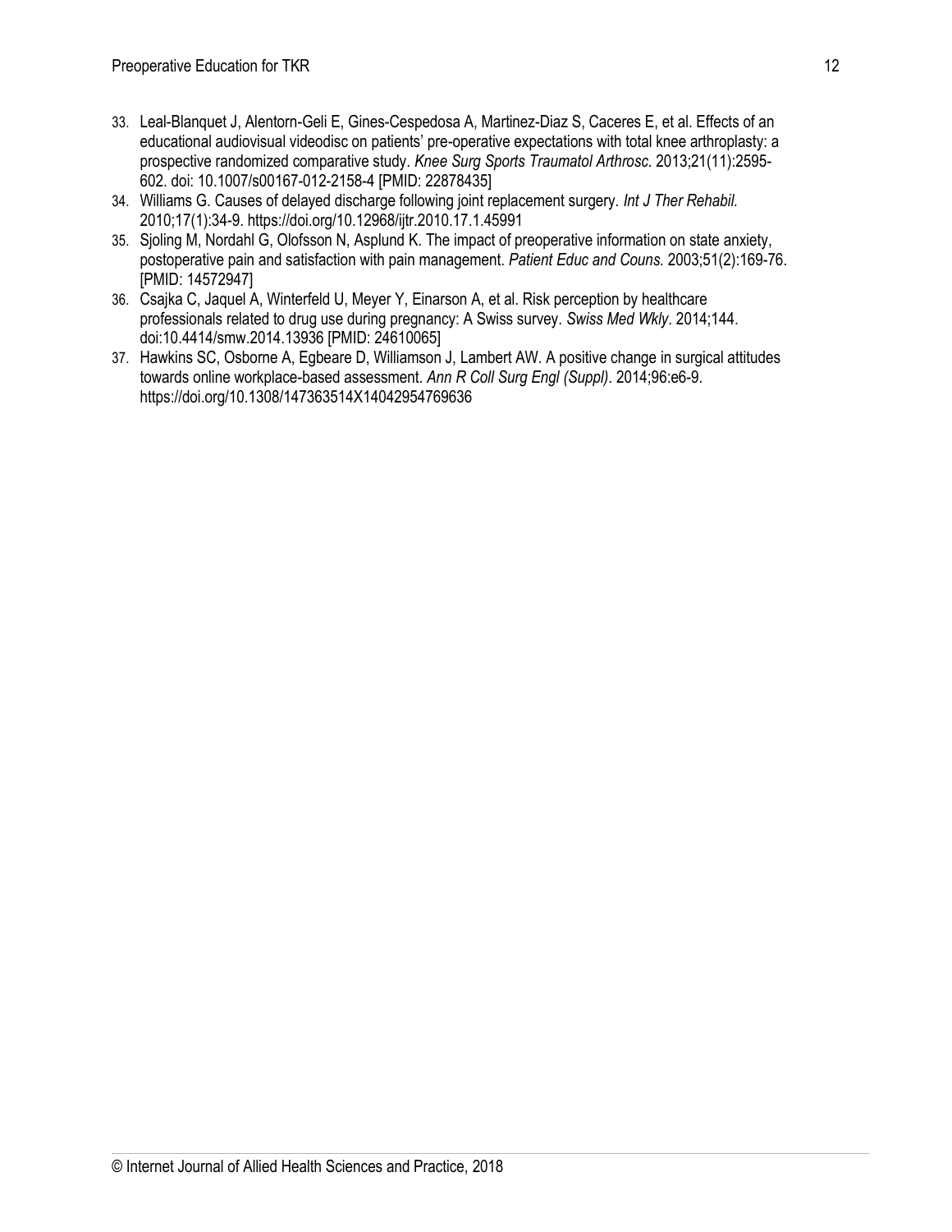33. Leal-Blanquet J, Alentorn-Geli E, Gines-Cespedosa A, Martinez-Diaz S, Caceres E, et al. Effects of an educational audiovisual videodisc on patients' pre-operative expectations with total knee arthroplasty: a prospective randomized comparative study. *Knee Surg Sports Traumatol Arthrosc*. 2013;21(11):2595-602. doi: 10.1007/s00167-012-2158-4 [PMID: 22878435]
34. Williams G. Causes of delayed discharge following joint replacement surgery. *Int J Ther Rehabil.* 2010;17(1):34-9. https://doi.org/10.12968/ijtr.2010.17.1.45991
35. Sjoling M, Nordahl G, Olofsson N, Asplund K. The impact of preoperative information on state anxiety, postoperative pain and satisfaction with pain management. *Patient Educ and Couns.* 2003;51(2):169-76. [PMID: 14572947]
36. Csajka C, Jaquel A, Winterfeld U, Meyer Y, Einarson A, et al. Risk perception by healthcare professionals related to drug use during pregnancy: A Swiss survey. *Swiss Med Wkly*. 2014;144. doi:10.4414/smw.2014.13936 [PMID: 24610065]
37. Hawkins SC, Osborne A, Egbeare D, Williamson J, Lambert AW. A positive change in surgical attitudes towards online workplace-based assessment. *Ann R Coll Surg Engl (Suppl)*. 2014;96:e6-9. https://doi.org/10.1308/147363514X14042954769636